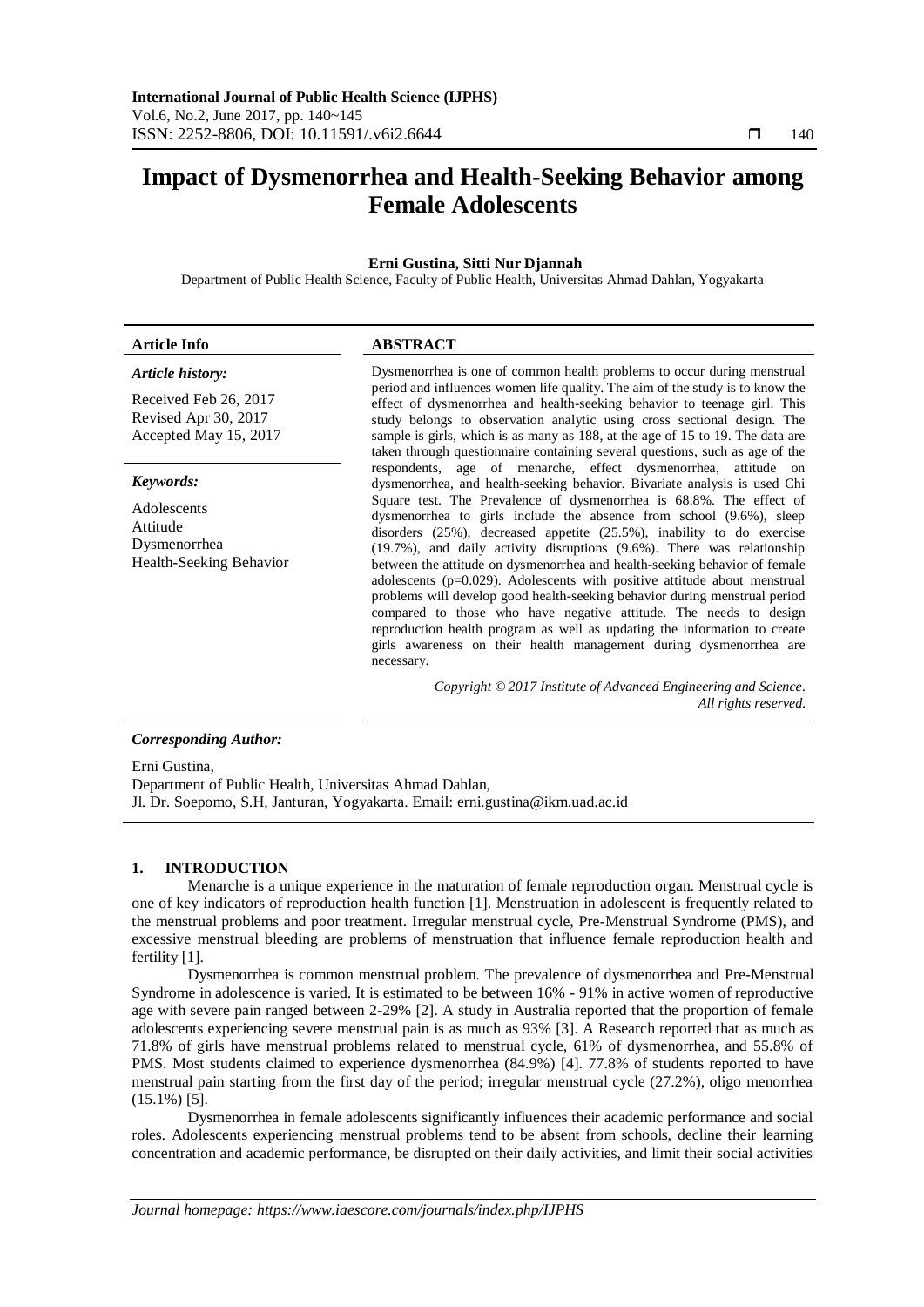# Impact of Dysmenorrhea and Health-Seeking Behavior among Female Adolescents

**Erni Gustina, Sitti Nur Djannah**

Department of Public Health Science, Faculty of Public Health, Universitas Ahmad Dahlan, Yogyakarta

**Article Info**

*Article history:*

Received Feb 26, 2017
Revised Apr 30, 2017
Accepted May 15, 2017

*Keywords:*

Adolescents
Attitude
Dysmenorrhea
Health-Seeking Behavior

**ABSTRACT**

Dysmenorrhea is one of common health problems to occur during menstrual period and influences women life quality. The aim of the study is to know the effect of dysmenorrhea and health-seeking behavior to teenage girl. This study belongs to observation analytic using cross sectional design. The sample is girls, which is as many as 188, at the age of 15 to 19. The data are taken through questionnaire containing several questions, such as age of the respondents, age of menarche, effect dysmenorrhea, attitude on dysmenorrhea, and health-seeking behavior. Bivariate analysis is used Chi Square test. The Prevalence of dysmenorrhea is 68.8%. The effect of dysmenorrhea to girls include the absence from school (9.6%), sleep disorders (25%), decreased appetite (25.5%), inability to do exercise (19.7%), and daily activity disruptions (9.6%). There was relationship between the attitude on dysmenorrhea and health-seeking behavior of female adolescents (p=0.029). Adolescents with positive attitude about menstrual problems will develop good health-seeking behavior during menstrual period compared to those who have negative attitude. The needs to design reproduction health program as well as updating the information to create girls awareness on their health management during dysmenorrhea are necessary.

*Copyright © 2017 Institute of Advanced Engineering and Science. All rights reserved.*

***Corresponding Author:***

Erni Gustina,
Department of Public Health, Universitas Ahmad Dahlan,
Jl. Dr. Soepomo, S.H, Janturan, Yogyakarta. Email: erni.gustina@ikm.uad.ac.id

## 1. INTRODUCTION

Menarche is a unique experience in the maturation of female reproduction organ. Menstrual cycle is one of key indicators of reproduction health function [1]. Menstruation in adolescent is frequently related to the menstrual problems and poor treatment. Irregular menstrual cycle, Pre-Menstrual Syndrome (PMS), and excessive menstrual bleeding are problems of menstruation that influence female reproduction health and fertility [1].

Dysmenorrhea is common menstrual problem. The prevalence of dysmenorrhea and Pre-Menstrual Syndrome in adolescence is varied. It is estimated to be between 16% - 91% in active women of reproductive age with severe pain ranged between 2-29% [2]. A study in Australia reported that the proportion of female adolescents experiencing severe menstrual pain is as much as 93% [3]. A Research reported that as much as 71.8% of girls have menstrual problems related to menstrual cycle, 61% of dysmenorrhea, and 55.8% of PMS. Most students claimed to experience dysmenorrhea (84.9%) [4]. 77.8% of students reported to have menstrual pain starting from the first day of the period; irregular menstrual cycle (27.2%), oligo menorrhea (15.1%) [5].

Dysmenorrhea in female adolescents significantly influences their academic performance and social roles. Adolescents experiencing menstrual problems tend to be absent from schools, decline their learning concentration and academic performance, be disrupted on their daily activities, and limit their social activities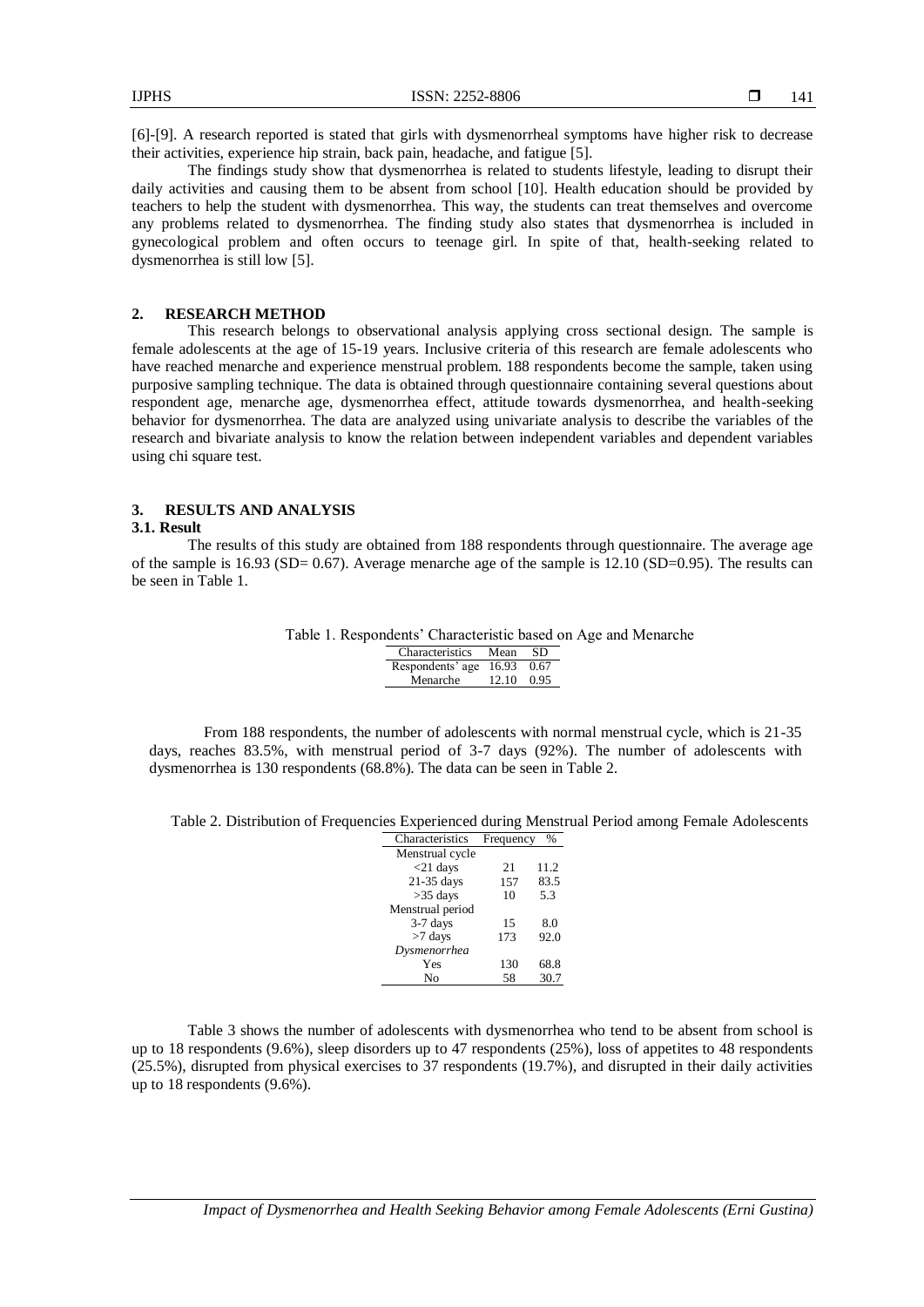[6]-[9]. A research reported is stated that girls with dysmenorrheal symptoms have higher risk to decrease their activities, experience hip strain, back pain, headache, and fatigue [5].

The findings study show that dysmenorrhea is related to students lifestyle, leading to disrupt their daily activities and causing them to be absent from school [10]. Health education should be provided by teachers to help the student with dysmenorrhea. This way, the students can treat themselves and overcome any problems related to dysmenorrhea. The finding study also states that dysmenorrhea is included in gynecological problem and often occurs to teenage girl. In spite of that, health-seeking related to dysmenorrhea is still low [5].

## 2. RESEARCH METHOD

This research belongs to observational analysis applying cross sectional design. The sample is female adolescents at the age of 15-19 years. Inclusive criteria of this research are female adolescents who have reached menarche and experience menstrual problem. 188 respondents become the sample, taken using purposive sampling technique. The data is obtained through questionnaire containing several questions about respondent age, menarche age, dysmenorrhea effect, attitude towards dysmenorrhea, and health-seeking behavior for dysmenorrhea. The data are analyzed using univariate analysis to describe the variables of the research and bivariate analysis to know the relation between independent variables and dependent variables using chi square test.

## 3. RESULTS AND ANALYSIS

### 3.1. Result

The results of this study are obtained from 188 respondents through questionnaire. The average age of the sample is 16.93 (SD= 0.67). Average menarche age of the sample is 12.10 (SD=0.95). The results can be seen in Table 1.

Table 1. Respondents' Characteristic based on Age and Menarche

| Characteristics | Mean | SD |
|---|---|---|
| Respondents' age | 16.93 | 0.67 |
| Menarche | 12.10 | 0.95 |

From 188 respondents, the number of adolescents with normal menstrual cycle, which is 21-35 days, reaches 83.5%, with menstrual period of 3-7 days (92%). The number of adolescents with dysmenorrhea is 130 respondents (68.8%). The data can be seen in Table 2.

Table 2. Distribution of Frequencies Experienced during Menstrual Period among Female Adolescents

| Characteristics | Frequency | % |
|---|---|---|
| Menstrual cycle | | |
| <21 days | 21 | 11.2 |
| 21-35 days | 157 | 83.5 |
| >35 days | 10 | 5.3 |
| Menstrual period | | |
| 3-7 days | 15 | 8.0 |
| >7 days | 173 | 92.0 |
| *Dysmenorrhea* | | |
| Yes | 130 | 68.8 |
| No | 58 | 30.7 |

Table 3 shows the number of adolescents with dysmenorrhea who tend to be absent from school is up to 18 respondents (9.6%), sleep disorders up to 47 respondents (25%), loss of appetites to 48 respondents (25.5%), disrupted from physical exercises to 37 respondents (19.7%), and disrupted in their daily activities up to 18 respondents (9.6%).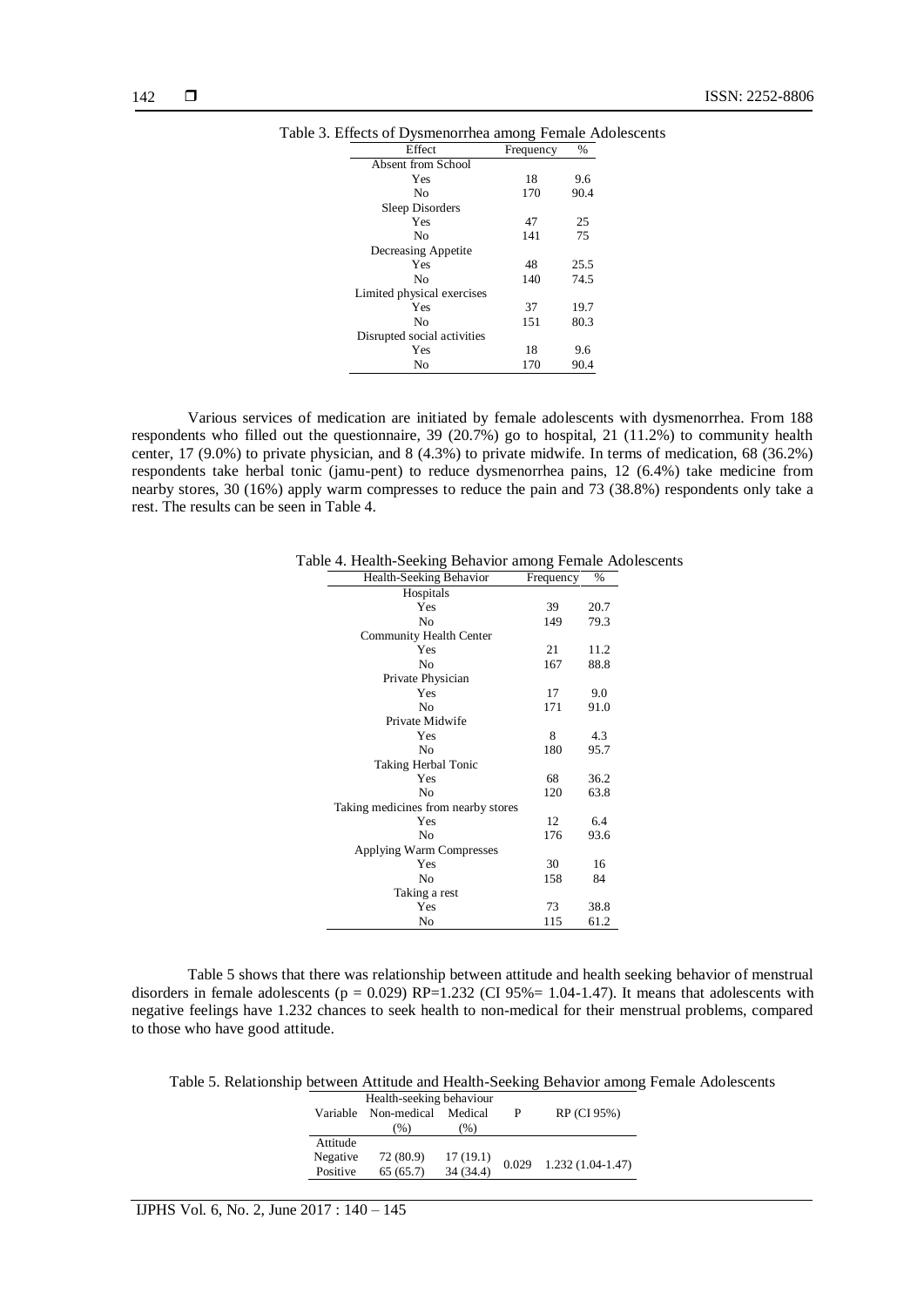Table 3. Effects of Dysmenorrhea among Female Adolescents

| Effect | Frequency | % |
|---|---|---|
| Absent from School | | |
| Yes | 18 | 9.6 |
| No | 170 | 90.4 |
| Sleep Disorders | | |
| Yes | 47 | 25 |
| No | 141 | 75 |
| Decreasing Appetite | | |
| Yes | 48 | 25.5 |
| No | 140 | 74.5 |
| Limited physical exercises | | |
| Yes | 37 | 19.7 |
| No | 151 | 80.3 |
| Disrupted social activities | | |
| Yes | 18 | 9.6 |
| No | 170 | 90.4 |

Various services of medication are initiated by female adolescents with dysmenorrhea. From 188 respondents who filled out the questionnaire, 39 (20.7%) go to hospital, 21 (11.2%) to community health center, 17 (9.0%) to private physician, and 8 (4.3%) to private midwife. In terms of medication, 68 (36.2%) respondents take herbal tonic (jamu-pent) to reduce dysmenorrhea pains, 12 (6.4%) take medicine from nearby stores, 30 (16%) apply warm compresses to reduce the pain and 73 (38.8%) respondents only take a rest. The results can be seen in Table 4.

Table 4. Health-Seeking Behavior among Female Adolescents

| Health-Seeking Behavior | Frequency | % |
|---|---|---|
| Hospitals | | |
| Yes | 39 | 20.7 |
| No | 149 | 79.3 |
| Community Health Center | | |
| Yes | 21 | 11.2 |
| No | 167 | 88.8 |
| Private Physician | | |
| Yes | 17 | 9.0 |
| No | 171 | 91.0 |
| Private Midwife | | |
| Yes | 8 | 4.3 |
| No | 180 | 95.7 |
| Taking Herbal Tonic | | |
| Yes | 68 | 36.2 |
| No | 120 | 63.8 |
| Taking medicines from nearby stores | | |
| Yes | 12 | 6.4 |
| No | 176 | 93.6 |
| Applying Warm Compresses | | |
| Yes | 30 | 16 |
| No | 158 | 84 |
| Taking a rest | | |
| Yes | 73 | 38.8 |
| No | 115 | 61.2 |

Table 5 shows that there was relationship between attitude and health seeking behavior of menstrual disorders in female adolescents (p = 0.029) RP=1.232 (CI 95%= 1.04-1.47). It means that adolescents with negative feelings have 1.232 chances to seek health to non-medical for their menstrual problems, compared to those who have good attitude.

Table 5. Relationship between Attitude and Health-Seeking Behavior among Female Adolescents

| Variable | Health-seeking behaviour | | P | RP (CI 95%) |
|---|---|---|---|---|
| | Non-medical (%) | Medical (%) | | |
| Attitude | | | | |
| Negative | 72 (80.9) | 17 (19.1) | 0.029 | 1.232 (1.04-1.47) |
| Positive | 65 (65.7) | 34 (34.4) | | |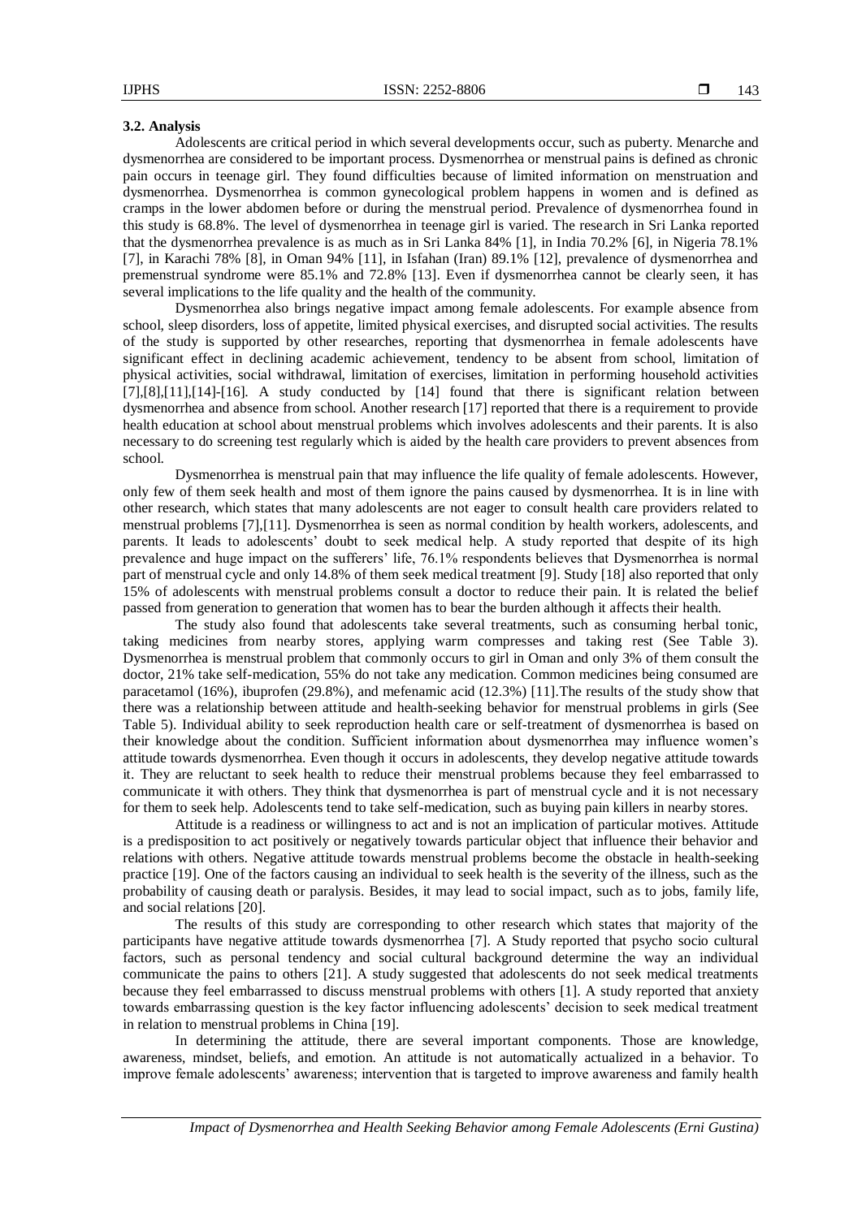### 3.2. Analysis

Adolescents are critical period in which several developments occur, such as puberty. Menarche and dysmenorrhea are considered to be important process. Dysmenorrhea or menstrual pains is defined as chronic pain occurs in teenage girl. They found difficulties because of limited information on menstruation and dysmenorrhea. Dysmenorrhea is common gynecological problem happens in women and is defined as cramps in the lower abdomen before or during the menstrual period. Prevalence of dysmenorrhea found in this study is 68.8%. The level of dysmenorrhea in teenage girl is varied. The research in Sri Lanka reported that the dysmenorrhea prevalence is as much as in Sri Lanka 84% [1], in India 70.2% [6], in Nigeria 78.1% [7], in Karachi 78% [8], in Oman 94% [11], in Isfahan (Iran) 89.1% [12], prevalence of dysmenorrhea and premenstrual syndrome were 85.1% and 72.8% [13]. Even if dysmenorrhea cannot be clearly seen, it has several implications to the life quality and the health of the community.

Dysmenorrhea also brings negative impact among female adolescents. For example absence from school, sleep disorders, loss of appetite, limited physical exercises, and disrupted social activities. The results of the study is supported by other researches, reporting that dysmenorrhea in female adolescents have significant effect in declining academic achievement, tendency to be absent from school, limitation of physical activities, social withdrawal, limitation of exercises, limitation in performing household activities [7],[8],[11],[14]-[16]. A study conducted by [14] found that there is significant relation between dysmenorrhea and absence from school. Another research [17] reported that there is a requirement to provide health education at school about menstrual problems which involves adolescents and their parents. It is also necessary to do screening test regularly which is aided by the health care providers to prevent absences from school.

Dysmenorrhea is menstrual pain that may influence the life quality of female adolescents. However, only few of them seek health and most of them ignore the pains caused by dysmenorrhea. It is in line with other research, which states that many adolescents are not eager to consult health care providers related to menstrual problems [7],[11]. Dysmenorrhea is seen as normal condition by health workers, adolescents, and parents. It leads to adolescents' doubt to seek medical help. A study reported that despite of its high prevalence and huge impact on the sufferers' life, 76.1% respondents believes that Dysmenorrhea is normal part of menstrual cycle and only 14.8% of them seek medical treatment [9]. Study [18] also reported that only 15% of adolescents with menstrual problems consult a doctor to reduce their pain. It is related the belief passed from generation to generation that women has to bear the burden although it affects their health.

The study also found that adolescents take several treatments, such as consuming herbal tonic, taking medicines from nearby stores, applying warm compresses and taking rest (See Table 3). Dysmenorrhea is menstrual problem that commonly occurs to girl in Oman and only 3% of them consult the doctor, 21% take self-medication, 55% do not take any medication. Common medicines being consumed are paracetamol (16%), ibuprofen (29.8%), and mefenamic acid (12.3%) [11].The results of the study show that there was a relationship between attitude and health-seeking behavior for menstrual problems in girls (See Table 5). Individual ability to seek reproduction health care or self-treatment of dysmenorrhea is based on their knowledge about the condition. Sufficient information about dysmenorrhea may influence women's attitude towards dysmenorrhea. Even though it occurs in adolescents, they develop negative attitude towards it. They are reluctant to seek health to reduce their menstrual problems because they feel embarrassed to communicate it with others. They think that dysmenorrhea is part of menstrual cycle and it is not necessary for them to seek help. Adolescents tend to take self-medication, such as buying pain killers in nearby stores.

Attitude is a readiness or willingness to act and is not an implication of particular motives. Attitude is a predisposition to act positively or negatively towards particular object that influence their behavior and relations with others. Negative attitude towards menstrual problems become the obstacle in health-seeking practice [19]. One of the factors causing an individual to seek health is the severity of the illness, such as the probability of causing death or paralysis. Besides, it may lead to social impact, such as to jobs, family life, and social relations [20].

The results of this study are corresponding to other research which states that majority of the participants have negative attitude towards dysmenorrhea [7]. A Study reported that psycho socio cultural factors, such as personal tendency and social cultural background determine the way an individual communicate the pains to others [21]. A study suggested that adolescents do not seek medical treatments because they feel embarrassed to discuss menstrual problems with others [1]. A study reported that anxiety towards embarrassing question is the key factor influencing adolescents' decision to seek medical treatment in relation to menstrual problems in China [19].

In determining the attitude, there are several important components. Those are knowledge, awareness, mindset, beliefs, and emotion. An attitude is not automatically actualized in a behavior. To improve female adolescents' awareness; intervention that is targeted to improve awareness and family health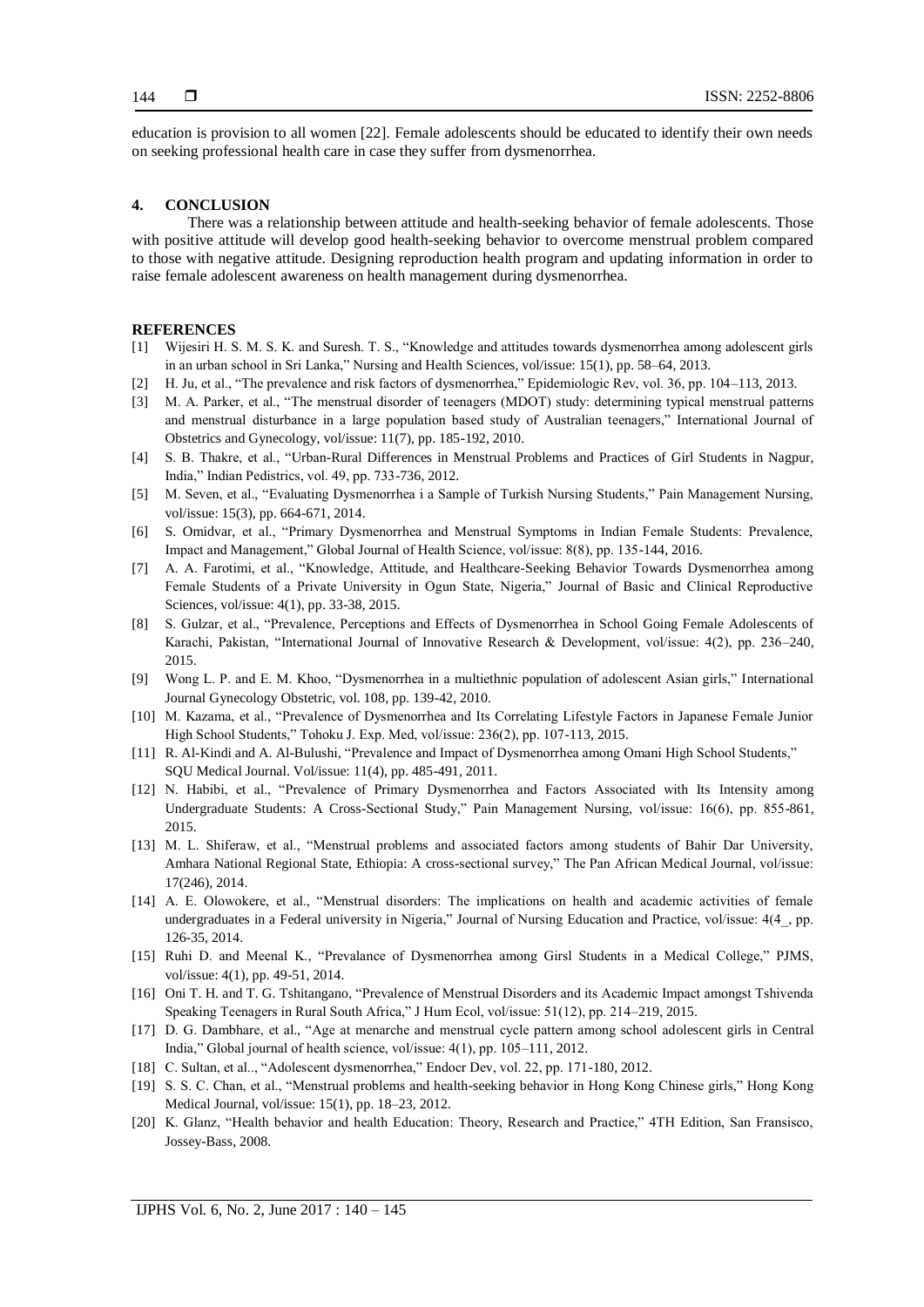education is provision to all women [22]. Female adolescents should be educated to identify their own needs on seeking professional health care in case they suffer from dysmenorrhea.

## 4. CONCLUSION

There was a relationship between attitude and health-seeking behavior of female adolescents. Those with positive attitude will develop good health-seeking behavior to overcome menstrual problem compared to those with negative attitude. Designing reproduction health program and updating information in order to raise female adolescent awareness on health management during dysmenorrhea.

## REFERENCES

[1] Wijesiri H. S. M. S. K. and Suresh. T. S., "Knowledge and attitudes towards dysmenorrhea among adolescent girls in an urban school in Sri Lanka," Nursing and Health Sciences, vol/issue: 15(1), pp. 58–64, 2013.

[2] H. Ju, et al., "The prevalence and risk factors of dysmenorrhea," Epidemiologic Rev, vol. 36, pp. 104–113, 2013.

[3] M. A. Parker, et al., "The menstrual disorder of teenagers (MDOT) study: determining typical menstrual patterns and menstrual disturbance in a large population based study of Australian teenagers," International Journal of Obstetrics and Gynecology, vol/issue: 11(7), pp. 185-192, 2010.

[4] S. B. Thakre, et al., "Urban-Rural Differences in Menstrual Problems and Practices of Girl Students in Nagpur, India," Indian Pedistrics, vol. 49, pp. 733-736, 2012.

[5] M. Seven, et al., "Evaluating Dysmenorrhea i a Sample of Turkish Nursing Students," Pain Management Nursing, vol/issue: 15(3), pp. 664-671, 2014.

[6] S. Omidvar, et al., "Primary Dysmenorrhea and Menstrual Symptoms in Indian Female Students: Prevalence, Impact and Management," Global Journal of Health Science, vol/issue: 8(8), pp. 135-144, 2016.

[7] A. A. Farotimi, et al., "Knowledge, Attitude, and Healthcare-Seeking Behavior Towards Dysmenorrhea among Female Students of a Private University in Ogun State, Nigeria," Journal of Basic and Clinical Reproductive Sciences, vol/issue: 4(1), pp. 33-38, 2015.

[8] S. Gulzar, et al., "Prevalence, Perceptions and Effects of Dysmenorrhea in School Going Female Adolescents of Karachi, Pakistan, "International Journal of Innovative Research & Development, vol/issue: 4(2), pp. 236–240, 2015.

[9] Wong L. P. and E. M. Khoo, "Dysmenorrhea in a multiethnic population of adolescent Asian girls," International Journal Gynecology Obstetric, vol. 108, pp. 139-42, 2010.

[10] M. Kazama, et al., "Prevalence of Dysmenorrhea and Its Correlating Lifestyle Factors in Japanese Female Junior High School Students," Tohoku J. Exp. Med, vol/issue: 236(2), pp. 107-113, 2015.

[11] R. Al-Kindi and A. Al-Bulushi, "Prevalence and Impact of Dysmenorrhea among Omani High School Students," SQU Medical Journal. Vol/issue: 11(4), pp. 485-491, 2011.

[12] N. Habibi, et al., "Prevalence of Primary Dysmenorrhea and Factors Associated with Its Intensity among Undergraduate Students: A Cross-Sectional Study," Pain Management Nursing, vol/issue: 16(6), pp. 855-861, 2015.

[13] M. L. Shiferaw, et al., "Menstrual problems and associated factors among students of Bahir Dar University, Amhara National Regional State, Ethiopia: A cross-sectional survey," The Pan African Medical Journal, vol/issue: 17(246), 2014.

[14] A. E. Olowokere, et al., "Menstrual disorders: The implications on health and academic activities of female undergraduates in a Federal university in Nigeria," Journal of Nursing Education and Practice, vol/issue: 4(4_, pp. 126-35, 2014.

[15] Ruhi D. and Meenal K., "Prevalance of Dysmenorrhea among Girsl Students in a Medical College," PJMS, vol/issue: 4(1), pp. 49-51, 2014.

[16] Oni T. H. and T. G. Tshitangano, "Prevalence of Menstrual Disorders and its Academic Impact amongst Tshivenda Speaking Teenagers in Rural South Africa," J Hum Ecol, vol/issue: 51(12), pp. 214–219, 2015.

[17] D. G. Dambhare, et al., "Age at menarche and menstrual cycle pattern among school adolescent girls in Central India," Global journal of health science, vol/issue: 4(1), pp. 105–111, 2012.

[18] C. Sultan, et al.., "Adolescent dysmenorrhea," Endocr Dev, vol. 22, pp. 171-180, 2012.

[19] S. S. C. Chan, et al., "Menstrual problems and health-seeking behavior in Hong Kong Chinese girls," Hong Kong Medical Journal, vol/issue: 15(1), pp. 18–23, 2012.

[20] K. Glanz, "Health behavior and health Education: Theory, Research and Practice," 4TH Edition, San Fransisco, Jossey-Bass, 2008.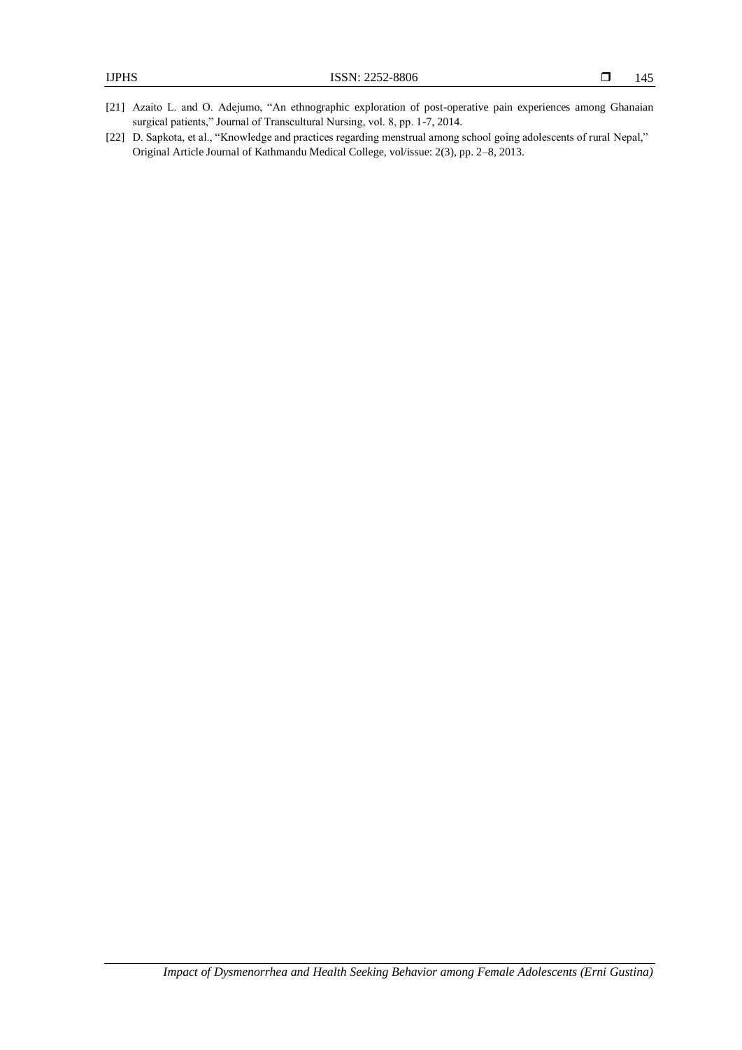[21] Azaito L. and O. Adejumo, "An ethnographic exploration of post-operative pain experiences among Ghanaian surgical patients," Journal of Transcultural Nursing, vol. 8, pp. 1-7, 2014.

[22] D. Sapkota, et al., "Knowledge and practices regarding menstrual among school going adolescents of rural Nepal," Original Article Journal of Kathmandu Medical College, vol/issue: 2(3), pp. 2–8, 2013.